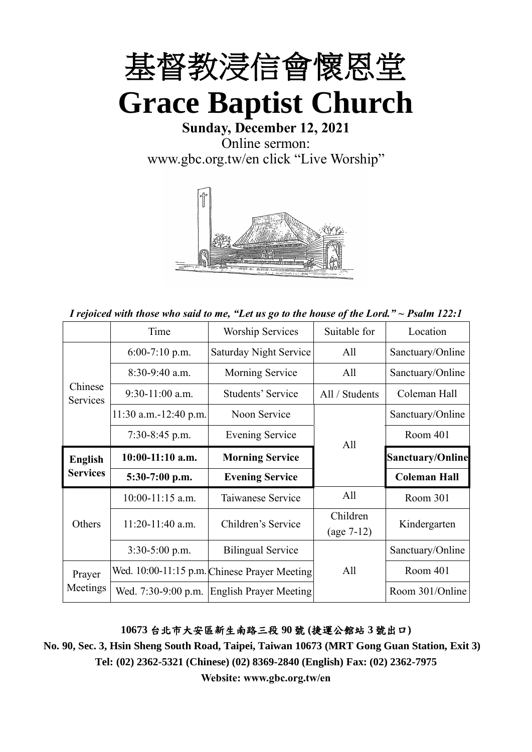# 基督教浸信會懷恩堂

# Grace Baptist Church

**Sunday, December 12, 2021**

Online sermon:
www.gbc.org.tw/en click "Live Worship"

*I rejoiced with those who said to me, "Let us go to the house of the Lord." ~ Psalm 122:1*

| | Time | Worship Services | Suitable for | Location |
|---|---|---|---|---|
| Chinese Services | 6:00-7:10 p.m. | Saturday Night Service | All | Sanctuary/Online |
| | 8:30-9:40 a.m. | Morning Service | All | Sanctuary/Online |
| | 9:30-11:00 a.m. | Students' Service | All / Students | Coleman Hall |
| | 11:30 a.m.-12:40 p.m. | Noon Service | All | Sanctuary/Online |
| | 7:30-8:45 p.m. | Evening Service | | Room 401 |
| **English Services** | **10:00-11:10 a.m.** | **Morning Service** | | **Sanctuary/Online** |
| | **5:30-7:00 p.m.** | **Evening Service** | | **Coleman Hall** |
| Others | 10:00-11:15 a.m. | Taiwanese Service | All | Room 301 |
| | 11:20-11:40 a.m. | Children's Service | Children (age 7-12) | Kindergarten |
| | 3:30-5:00 p.m. | Bilingual Service | All | Sanctuary/Online |
| Prayer Meetings | Wed. 10:00-11:15 p.m. | Chinese Prayer Meeting | | Room 401 |
| | Wed. 7:30-9:00 p.m. | English Prayer Meeting | | Room 301/Online |

**10673 台北市大安區新生南路三段 90 號 (捷運公館站 3 號出口)**

**No. 90, Sec. 3, Hsin Sheng South Road, Taipei, Taiwan 10673 (MRT Gong Guan Station, Exit 3)**

**Tel: (02) 2362-5321 (Chinese) (02) 8369-2840 (English) Fax: (02) 2362-7975**

**Website: www.gbc.org.tw/en**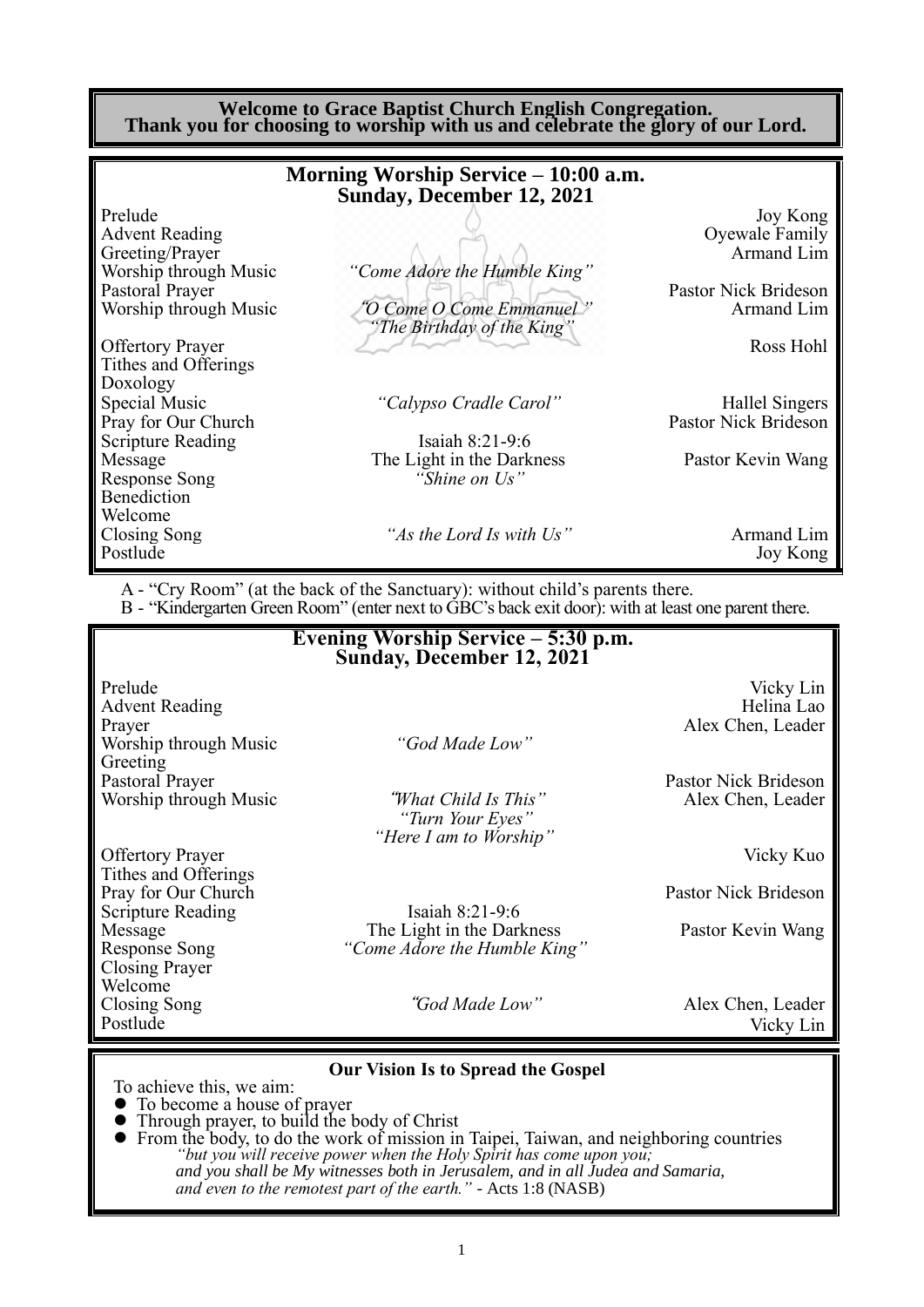**Welcome to Grace Baptist Church English Congregation.**
**Thank you for choosing to worship with us and celebrate the glory of our Lord.**

## Morning Worship Service – 10:00 a.m.
## Sunday, December 12, 2021

| | | |
|---|---|---|
| Prelude | | Joy Kong |
| Advent Reading | | Oyewale Family |
| Greeting/Prayer | | Armand Lim |
| Worship through Music | *"Come Adore the Humble King"* | |
| Pastoral Prayer | | Pastor Nick Brideson |
| Worship through Music | *"O Come O Come Emmanuel"* *"The Birthday of the King"* | Armand Lim |
| Offertory Prayer | | Ross Hohl |
| Tithes and Offerings | | |
| Doxology | | |
| Special Music | *"Calypso Cradle Carol"* | Hallel Singers |
| Pray for Our Church | | Pastor Nick Brideson |
| Scripture Reading | Isaiah 8:21-9:6 | |
| Message | The Light in the Darkness | Pastor Kevin Wang |
| Response Song | *"Shine on Us"* | |
| Benediction | | |
| Welcome | | |
| Closing Song | *"As the Lord Is with Us"* | Armand Lim |
| Postlude | | Joy Kong |

A - "Cry Room" (at the back of the Sanctuary): without child's parents there.
B - "Kindergarten Green Room" (enter next to GBC's back exit door): with at least one parent there.

## Evening Worship Service – 5:30 p.m.
## Sunday, December 12, 2021

| | | |
|---|---|---|
| Prelude | | Vicky Lin |
| Advent Reading | | Helina Lao |
| Prayer | | Alex Chen, Leader |
| Worship through Music | *"God Made Low"* | |
| Greeting | | |
| Pastoral Prayer | | Pastor Nick Brideson |
| Worship through Music | *"What Child Is This"* *"Turn Your Eyes"* *"Here I am to Worship"* | Alex Chen, Leader |
| Offertory Prayer | | Vicky Kuo |
| Tithes and Offerings | | |
| Pray for Our Church | | Pastor Nick Brideson |
| Scripture Reading | Isaiah 8:21-9:6 | |
| Message | The Light in the Darkness | Pastor Kevin Wang |
| Response Song | *"Come Adore the Humble King"* | |
| Closing Prayer | | |
| Welcome | | |
| Closing Song | *"God Made Low"* | Alex Chen, Leader |
| Postlude | | Vicky Lin |

### Our Vision Is to Spread the Gospel

To achieve this, we aim:

- To become a house of prayer
- Through prayer, to build the body of Christ
- From the body, to do the work of mission in Taipei, Taiwan, and neighboring countries

*"but you will receive power when the Holy Spirit has come upon you; and you shall be My witnesses both in Jerusalem, and in all Judea and Samaria, and even to the remotest part of the earth."* - Acts 1:8 (NASB)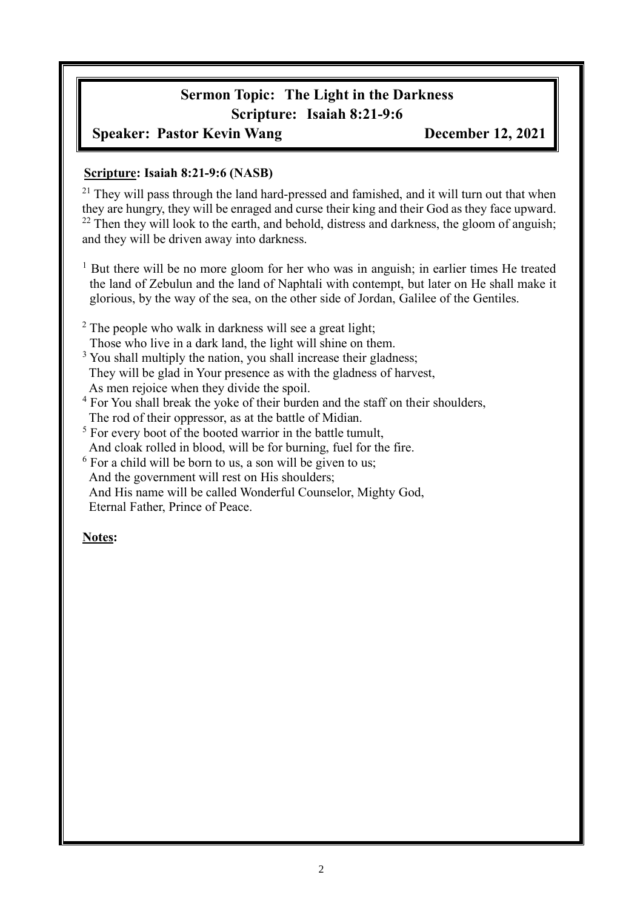## Sermon Topic: The Light in the Darkness

## Scripture: Isaiah 8:21-9:6

**Speaker: Pastor Kevin Wang** **December 12, 2021**

**Scripture: Isaiah 8:21-9:6 (NASB)**

[21] They will pass through the land hard-pressed and famished, and it will turn out that when they are hungry, they will be enraged and curse their king and their God as they face upward. [22] Then they will look to the earth, and behold, distress and darkness, the gloom of anguish; and they will be driven away into darkness.

[1] But there will be no more gloom for her who was in anguish; in earlier times He treated the land of Zebulun and the land of Naphtali with contempt, but later on He shall make it glorious, by the way of the sea, on the other side of Jordan, Galilee of the Gentiles.

[2] The people who walk in darkness will see a great light;
Those who live in a dark land, the light will shine on them.
[3] You shall multiply the nation, you shall increase their gladness;
They will be glad in Your presence as with the gladness of harvest,
As men rejoice when they divide the spoil.
[4] For You shall break the yoke of their burden and the staff on their shoulders,
The rod of their oppressor, as at the battle of Midian.
[5] For every boot of the booted warrior in the battle tumult,
And cloak rolled in blood, will be for burning, fuel for the fire.
[6] For a child will be born to us, a son will be given to us;
And the government will rest on His shoulders;
And His name will be called Wonderful Counselor, Mighty God,
Eternal Father, Prince of Peace.

**Notes:**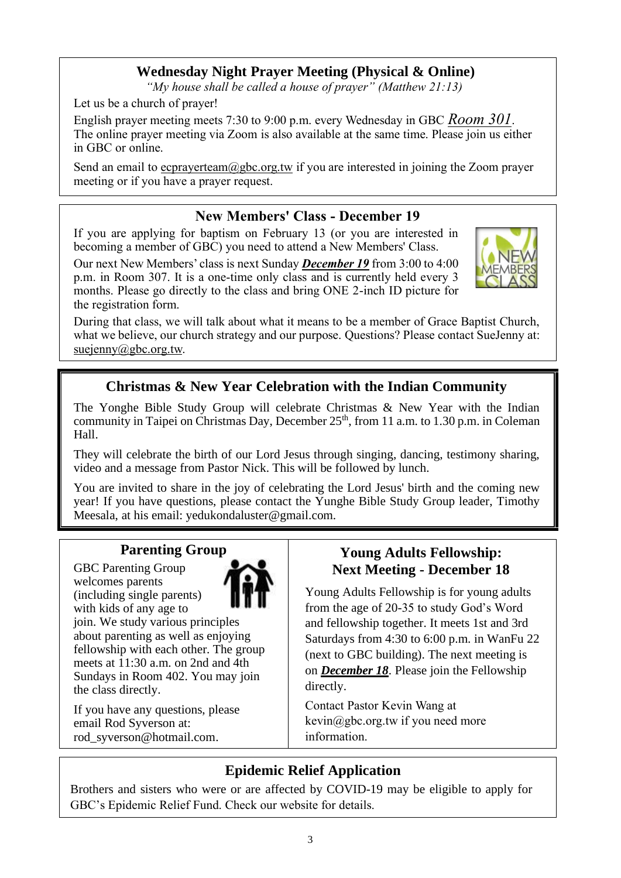## Wednesday Night Prayer Meeting (Physical & Online)

*"My house shall be called a house of prayer" (Matthew 21:13)*

Let us be a church of prayer!

English prayer meeting meets 7:30 to 9:00 p.m. every Wednesday in GBC *Room 301*. The online prayer meeting via Zoom is also available at the same time. Please join us either in GBC or online.

Send an email to ecprayerteam@gbc.org.tw if you are interested in joining the Zoom prayer meeting or if you have a prayer request.

## New Members' Class - December 19

If you are applying for baptism on February 13 (or you are interested in becoming a member of GBC) you need to attend a New Members' Class.

Our next New Members' class is next Sunday ***December 19*** from 3:00 to 4:00 p.m. in Room 307. It is a one-time only class and is currently held every 3 months. Please go directly to the class and bring ONE 2-inch ID picture for the registration form.

During that class, we will talk about what it means to be a member of Grace Baptist Church, what we believe, our church strategy and our purpose. Questions? Please contact SueJenny at: suejenny@gbc.org.tw.

## Christmas & New Year Celebration with the Indian Community

The Yonghe Bible Study Group will celebrate Christmas & New Year with the Indian community in Taipei on Christmas Day, December 25th, from 11 a.m. to 1.30 p.m. in Coleman Hall.

They will celebrate the birth of our Lord Jesus through singing, dancing, testimony sharing, video and a message from Pastor Nick. This will be followed by lunch.

You are invited to share in the joy of celebrating the Lord Jesus' birth and the coming new year! If you have questions, please contact the Yunghe Bible Study Group leader, Timothy Meesala, at his email: yedukondaluster@gmail.com.

## Parenting Group

GBC Parenting Group welcomes parents (including single parents) with kids of any age to join. We study various principles about parenting as well as enjoying fellowship with each other. The group meets at 11:30 a.m. on 2nd and 4th Sundays in Room 402. You may join the class directly.

If you have any questions, please email Rod Syverson at: rod_syverson@hotmail.com.

## Young Adults Fellowship: Next Meeting - December 18

Young Adults Fellowship is for young adults from the age of 20-35 to study God's Word and fellowship together. It meets 1st and 3rd Saturdays from 4:30 to 6:00 p.m. in WanFu 22 (next to GBC building). The next meeting is on ***December 18***. Please join the Fellowship directly.

Contact Pastor Kevin Wang at kevin@gbc.org.tw if you need more information.

## Epidemic Relief Application

Brothers and sisters who were or are affected by COVID-19 may be eligible to apply for GBC's Epidemic Relief Fund. Check our website for details.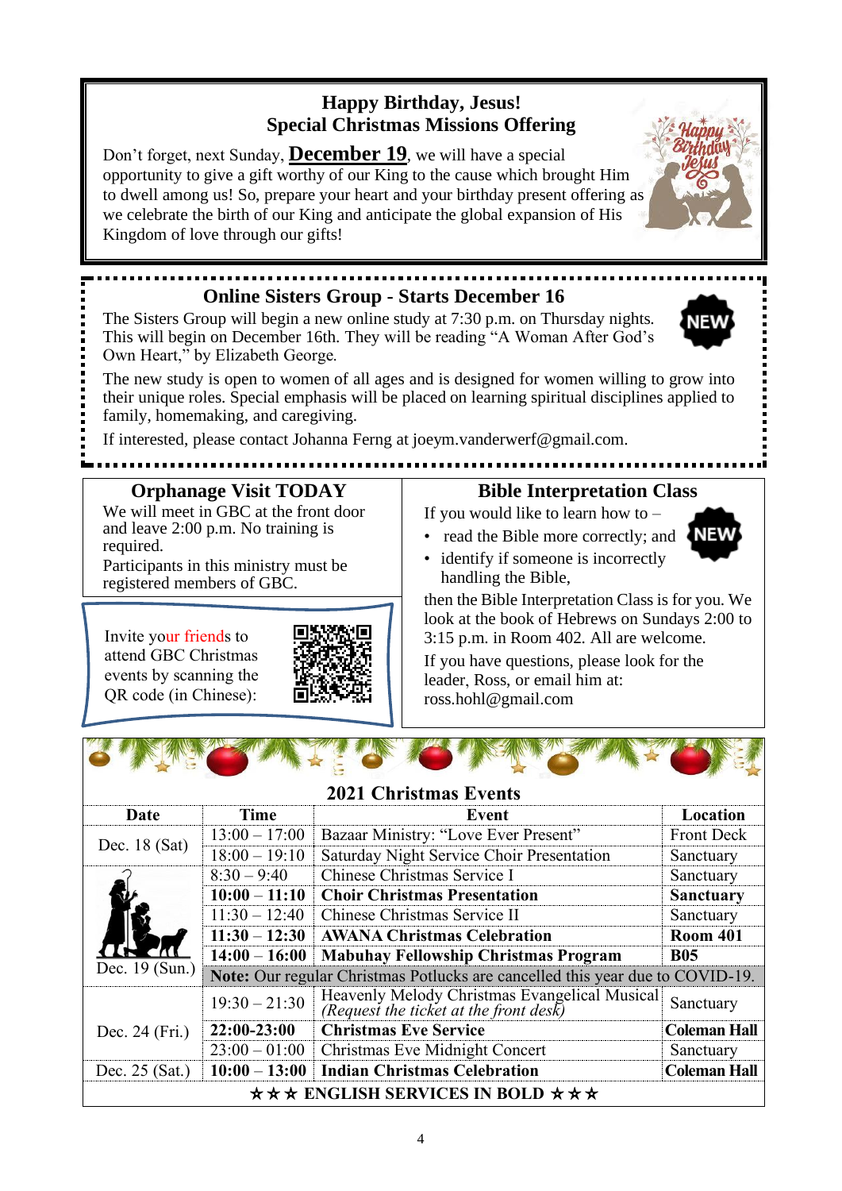## Happy Birthday, Jesus!
## Special Christmas Missions Offering

Don't forget, next Sunday, **December 19**, we will have a special opportunity to give a gift worthy of our King to the cause which brought Him to dwell among us! So, prepare your heart and your birthday present offering as we celebrate the birth of our King and anticipate the global expansion of His Kingdom of love through our gifts!

## Online Sisters Group - Starts December 16

The Sisters Group will begin a new online study at 7:30 p.m. on Thursday nights. This will begin on December 16th. They will be reading "A Woman After God's Own Heart," by Elizabeth George.

The new study is open to women of all ages and is designed for women willing to grow into their unique roles. Special emphasis will be placed on learning spiritual disciplines applied to family, homemaking, and caregiving.

If interested, please contact Johanna Ferng at joeym.vanderwerf@gmail.com.

## Orphanage Visit TODAY

We will meet in GBC at the front door and leave 2:00 p.m. No training is required.

Participants in this ministry must be registered members of GBC.

Invite your friends to attend GBC Christmas events by scanning the QR code (in Chinese):

## Bible Interpretation Class

If you would like to learn how to –

- read the Bible more correctly; and
- identify if someone is incorrectly handling the Bible,

then the Bible Interpretation Class is for you. We look at the book of Hebrews on Sundays 2:00 to 3:15 p.m. in Room 402. All are welcome.

If you have questions, please look for the leader, Ross, or email him at: ross.hohl@gmail.com

## 2021 Christmas Events

| Date | Time | Event | Location |
|---|---|---|---|
| Dec. 18 (Sat) | 13:00 – 17:00 | Bazaar Ministry: "Love Ever Present" | Front Deck |
| | 18:00 – 19:10 | Saturday Night Service Choir Presentation | Sanctuary |
| Dec. 19 (Sun.) | 8:30 – 9:40 | Chinese Christmas Service I | Sanctuary |
| | **10:00 – 11:10** | **Choir Christmas Presentation** | **Sanctuary** |
| | 11:30 – 12:40 | Chinese Christmas Service II | Sanctuary |
| | **11:30 – 12:30** | **AWANA Christmas Celebration** | **Room 401** |
| | **14:00 – 16:00** | **Mabuhay Fellowship Christmas Program** | **B05** |
| | **Note:** Our regular Christmas Potlucks are cancelled this year due to COVID-19. | | |
| Dec. 24 (Fri.) | 19:30 – 21:30 | Heavenly Melody Christmas Evangelical Musical *(Request the ticket at the front desk)* | Sanctuary |
| | **22:00-23:00** | **Christmas Eve Service** | **Coleman Hall** |
| | 23:00 – 01:00 | Christmas Eve Midnight Concert | Sanctuary |
| Dec. 25 (Sat.) | **10:00 – 13:00** | **Indian Christmas Celebration** | **Coleman Hall** |

**★★★ ENGLISH SERVICES IN BOLD ★★★**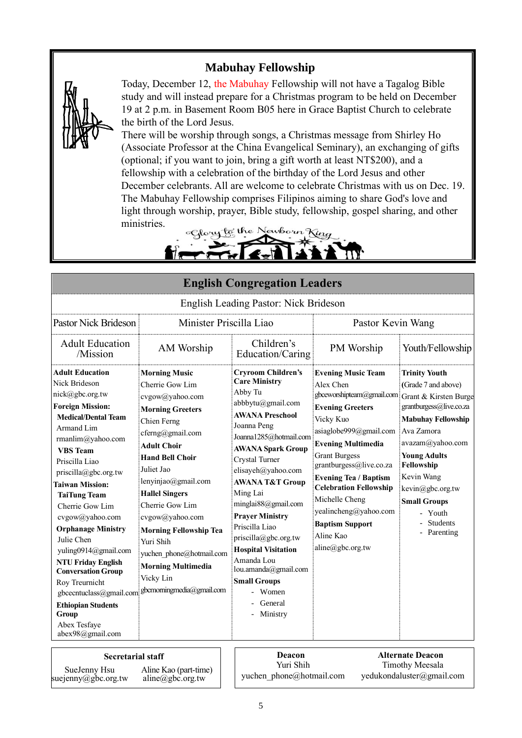## Mabuhay Fellowship

Today, December 12, the Mabuhay Fellowship will not have a Tagalog Bible study and will instead prepare for a Christmas program to be held on December 19 at 2 p.m. in Basement Room B05 here in Grace Baptist Church to celebrate the birth of the Lord Jesus.

There will be worship through songs, a Christmas message from Shirley Ho (Associate Professor at the China Evangelical Seminary), an exchanging of gifts (optional; if you want to join, bring a gift worth at least NT$200), and a fellowship with a celebration of the birthday of the Lord Jesus and other December celebrants. All are welcome to celebrate Christmas with us on Dec. 19. The Mabuhay Fellowship comprises Filipinos aiming to share God's love and light through worship, prayer, Bible study, fellowship, gospel sharing, and other ministries.

Glory to the Newborn King

## English Congregation Leaders

English Leading Pastor: Nick Brideson

| Pastor Nick Brideson | Minister Priscilla Liao | | Pastor Kevin Wang | |
|---|---|---|---|---|
| Adult Education /Mission | AM Worship | Children's Education/Caring | PM Worship | Youth/Fellowship |
| **Adult Education**<br>Nick Brideson<br>nick@gbc.org.tw<br>**Foreign Mission:**<br>**Medical/Dental Team**<br>Armand Lim<br>rmanlim@yahoo.com<br>**VBS Team**<br>Priscilla Liao<br>priscilla@gbc.org.tw<br>**Taiwan Mission:**<br>**TaiTung Team**<br>Cherrie Gow Lim<br>cvgow@yahoo.com<br>**Orphanage Ministry**<br>Julie Chen<br>yuling0914@gmail.com<br>**NTU Friday English Conversation Group**<br>Roy Treurnicht<br>gbcecntuclass@gmail.com<br>**Ethiopian Students Group**<br>Abex Tesfaye<br>abex98@gmail.com | **Morning Music**<br>Cherrie Gow Lim<br>cvgow@yahoo.com<br>**Morning Greeters**<br>Chien Ferng<br>cferng@gmail.com<br>**Adult Choir**<br>**Hand Bell Choir**<br>Juliet Jao<br>lenyinjao@gmail.com<br>**Hallel Singers**<br>Cherrie Gow Lim<br>cvgow@yahoo.com<br>**Morning Fellowship Tea**<br>Yuri Shih<br>yuchen_phone@hotmail.com<br>**Morning Multimedia**<br>Vicky Lin<br>gbcmorningmedia@gmail.com | **Cryroom Children's Care Ministry**<br>Abby Tu<br>abbbytu@gmail.com<br>**AWANA Preschool**<br>Joanna Peng<br>Joanna1285@hotmail.com<br>**AWANA Spark Group**<br>Crystal Turner<br>elisayeh@yahoo.com<br>**AWANA T&T Group**<br>Ming Lai<br>minglai88@gmail.com<br>**Prayer Ministry**<br>Priscilla Liao<br>priscilla@gbc.org.tw<br>**Hospital Visitation**<br>Amanda Lou<br>lou.amanda@gmail.com<br>**Small Groups**<br>- Women<br>- General<br>- Ministry | **Evening Music Team**<br>Alex Chen<br>gbceworshipteam@gmail.com<br>**Evening Greeters**<br>Vicky Kuo<br>asiaglobe999@gmail.com<br>**Evening Multimedia**<br>Grant Burgess<br>grantburgess@live.co.za<br>**Evening Tea / Baptism Celebration Fellowship**<br>Michelle Cheng<br>yealincheng@yahoo.com<br>**Baptism Support**<br>Aline Kao<br>aline@gbc.org.tw | **Trinity Youth**<br>(Grade 7 and above)<br>Grant & Kirsten Burge<br>grantburgess@live.co.za<br>**Mabuhay Fellowship**<br>Ava Zamora<br>avazam@yahoo.com<br>**Young Adults Fellowship**<br>Kevin Wang<br>kevin@gbc.org.tw<br>**Small Groups**<br>- Youth<br>- Students<br>- Parenting |

| Secretarial staff | |
|---|---|
| SueJenny Hsu<br>suejenny@gbc.org.tw | Aline Kao (part-time)<br>aline@gbc.org.tw |

| Deacon | Alternate Deacon |
|---|---|
| Yuri Shih<br>yuchen_phone@hotmail.com | Timothy Meesala<br>yedukondaluster@gmail.com |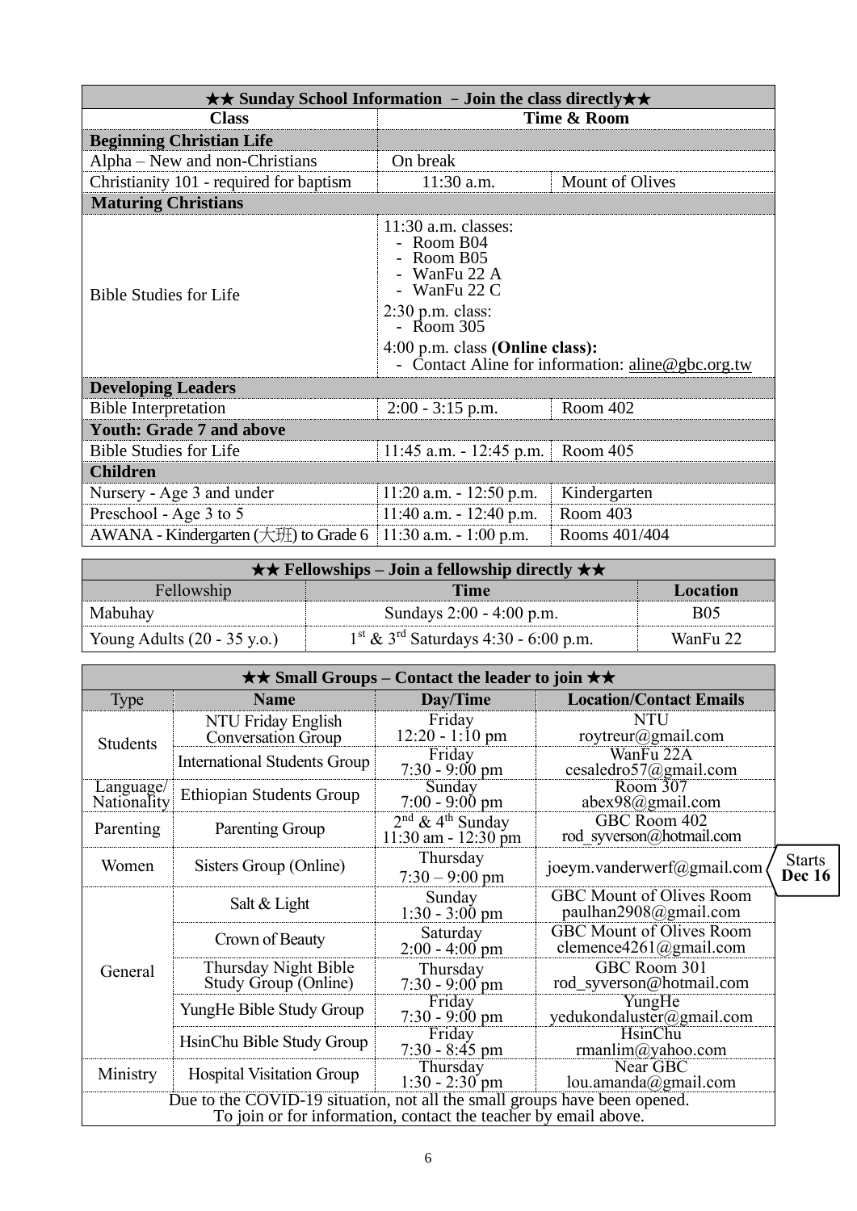| ★★ Sunday School Information – Join the class directly★★ | | |
|---|---|---|
| **Class** | **Time & Room** | |
| **Beginning Christian Life** | | |
| Alpha – New and non-Christians | On break | |
| Christianity 101 - required for baptism | 11:30 a.m. | Mount of Olives |
| **Maturing Christians** | | |
| Bible Studies for Life | 11:30 a.m. classes: - Room B04 - Room B05 - WanFu 22 A - WanFu 22 C; 2:30 p.m. class: - Room 305; 4:00 p.m. class **(Online class):** - Contact Aline for information: aline@gbc.org.tw | |
| **Developing Leaders** | | |
| Bible Interpretation | 2:00 - 3:15 p.m. | Room 402 |
| **Youth: Grade 7 and above** | | |
| Bible Studies for Life | 11:45 a.m. - 12:45 p.m. | Room 405 |
| **Children** | | |
| Nursery - Age 3 and under | 11:20 a.m. - 12:50 p.m. | Kindergarten |
| Preschool - Age 3 to 5 | 11:40 a.m. - 12:40 p.m. | Room 403 |
| AWANA - Kindergarten (大班) to Grade 6 | 11:30 a.m. - 1:00 p.m. | Rooms 401/404 |

| ★★ Fellowships – Join a fellowship directly ★★ | | |
|---|---|---|
| Fellowship | **Time** | **Location** |
| Mabuhay | Sundays 2:00 - 4:00 p.m. | B05 |
| Young Adults (20 - 35 y.o.) | 1st & 3rd Saturdays 4:30 - 6:00 p.m. | WanFu 22 |

| ★★ Small Groups – Contact the leader to join ★★ | | | |
|---|---|---|---|
| Type | **Name** | **Day/Time** | **Location/Contact Emails** |
| Students | NTU Friday English Conversation Group | Friday 12:20 - 1:10 pm | NTU roytreur@gmail.com |
| | International Students Group | Friday 7:30 - 9:00 pm | WanFu 22A cesaledro57@gmail.com |
| Language/ Nationality | Ethiopian Students Group | Sunday 7:00 - 9:00 pm | Room 307 abex98@gmail.com |
| Parenting | Parenting Group | 2nd & 4th Sunday 11:30 am - 12:30 pm | GBC Room 402 rod_syverson@hotmail.com |
| Women | Sisters Group (Online) | Thursday 7:30 – 9:00 pm | joeym.vanderwerf@gmail.com (**Starts Dec 16**) |
| General | Salt & Light | Sunday 1:30 - 3:00 pm | GBC Mount of Olives Room paulhan2908@gmail.com |
| | Crown of Beauty | Saturday 2:00 - 4:00 pm | GBC Mount of Olives Room clemence4261@gmail.com |
| | Thursday Night Bible Study Group (Online) | Thursday 7:30 - 9:00 pm | GBC Room 301 rod_syverson@hotmail.com |
| | YungHe Bible Study Group | Friday 7:30 - 9:00 pm | YungHe yedukondaluster@gmail.com |
| | HsinChu Bible Study Group | Friday 7:30 - 8:45 pm | HsinChu rmanlim@yahoo.com |
| Ministry | Hospital Visitation Group | Thursday 1:30 - 2:30 pm | Near GBC lou.amanda@gmail.com |

Due to the COVID-19 situation, not all the small groups have been opened.
To join or for information, contact the teacher by email above.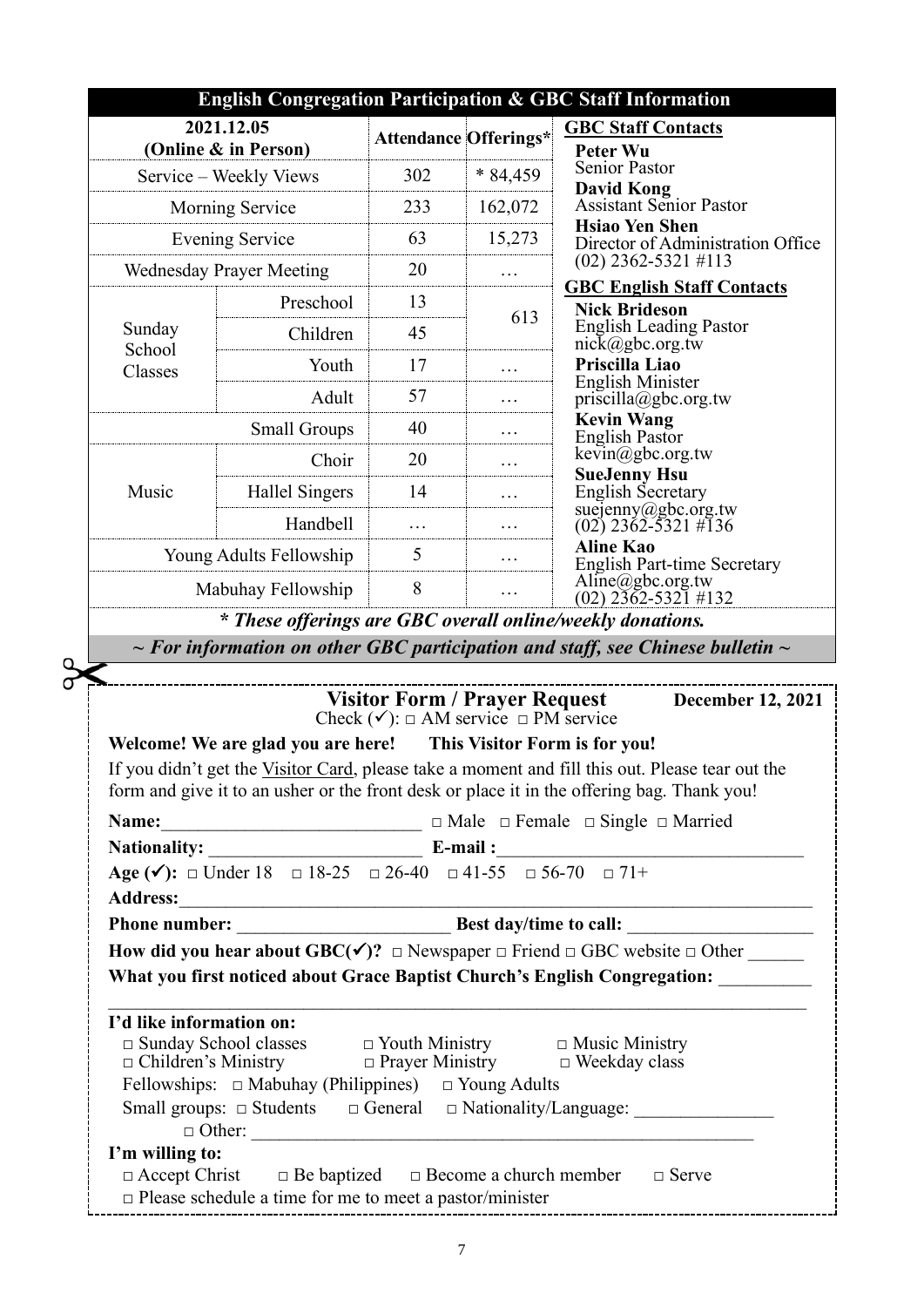## English Congregation Participation & GBC Staff Information

| 2021.12.05 (Online & in Person) | | Attendance | Offerings* |
|---|---|---|---|
| Service – Weekly Views | | 302 | * 84,459 |
| Morning Service | | 233 | 162,072 |
| Evening Service | | 63 | 15,273 |
| Wednesday Prayer Meeting | | 20 | … |
| Sunday School Classes | Preschool | 13 | 613 |
| | Children | 45 | |
| | Youth | 17 | … |
| | Adult | 57 | … |
| Small Groups | | 40 | … |
| Music | Choir | 20 | … |
| | Hallel Singers | 14 | … |
| | Handbell | … | … |
| Young Adults Fellowship | | 5 | … |
| Mabuhay Fellowship | | 8 | … |

**GBC Staff Contacts**

**Peter Wu**
Senior Pastor

**David Kong**
Assistant Senior Pastor

**Hsiao Yen Shen**
Director of Administration Office
(02) 2362-5321 #113

**GBC English Staff Contacts**

**Nick Brideson**
English Leading Pastor
nick@gbc.org.tw

**Priscilla Liao**
English Minister
priscilla@gbc.org.tw

**Kevin Wang**
English Pastor
kevin@gbc.org.tw

**SueJenny Hsu**
English Secretary
suejenny@gbc.org.tw
(02) 2362-5321 #136

**Aline Kao**
English Part-time Secretary
Aline@gbc.org.tw
(02) 2362-5321 #132

***\* These offerings are GBC overall online/weekly donations.***

***~ For information on other GBC participation and staff, see Chinese bulletin ~***

---

### Visitor Form / Prayer Request

**December 12, 2021**

Check (✓): □ AM service □ PM service

**Welcome! We are glad you are here! This Visitor Form is for you!**

If you didn't get the Visitor Card, please take a moment and fill this out. Please tear out the form and give it to an usher or the front desk or place it in the offering bag. Thank you!

**Name:**____________________________ □ Male □ Female □ Single □ Married

**Nationality:** _______________________ **E-mail :**_________________________________

**Age (✓):** □ Under 18 □ 18-25 □ 26-40 □ 41-55 □ 56-70 □ 71+

**Address:**_______________________________________________________________________

**Phone number:** ______________________ **Best day/time to call:** ___________________

**How did you hear about GBC(✓)?** □ Newspaper □ Friend □ GBC website □ Other ______

**What you first noticed about Grace Baptist Church's English Congregation:** __________

_____________________________________________________________________________

**I'd like information on:**

□ Sunday School classes □ Youth Ministry □ Music Ministry
□ Children's Ministry □ Prayer Ministry □ Weekday class

Fellowships: □ Mabuhay (Philippines) □ Young Adults

Small groups: □ Students □ General □ Nationality/Language: _______________

□ Other: _________________________________________________________

**I'm willing to:**

□ Accept Christ □ Be baptized □ Become a church member □ Serve

□ Please schedule a time for me to meet a pastor/minister